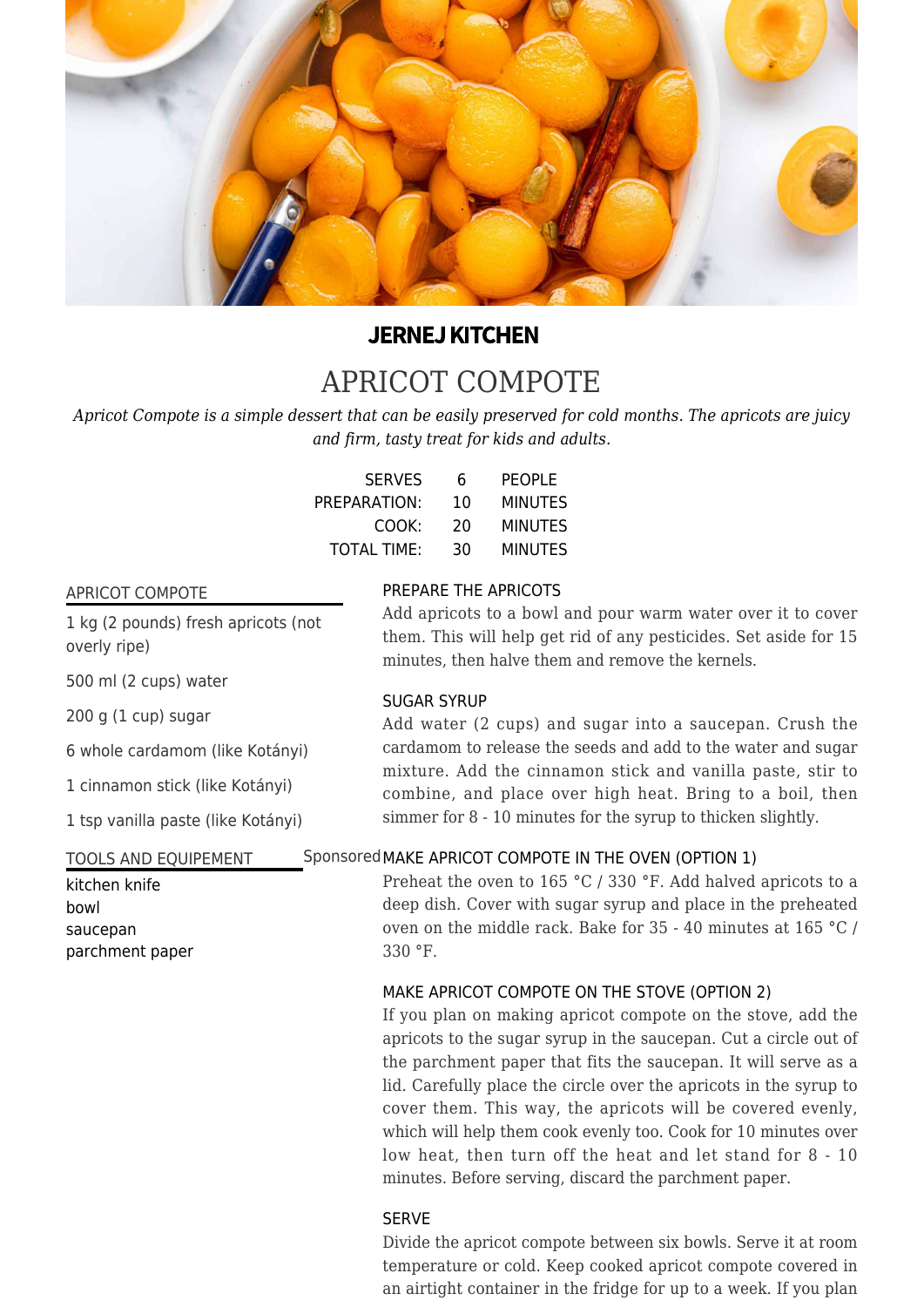**JERNEJ KITCHEN**

# APRICOT COMPOTE

*Apricot Compote is a simple dessert that can be easily preserved for cold months. The apricots are juicy and firm, tasty treat for kids and adults.*

| | | |
|---|---|---|
| SERVES | 6 | PEOPLE |
| PREPARATION: | 10 | MINUTES |
| COOK: | 20 | MINUTES |
| TOTAL TIME: | 30 | MINUTES |

## APRICOT COMPOTE

- 1 kg (2 pounds) fresh apricots (not overly ripe)
- 500 ml (2 cups) water
- 200 g (1 cup) sugar
- 6 whole cardamom (like Kotányi)
- 1 cinnamon stick (like Kotányi)
- 1 tsp vanilla paste (like Kotányi)

## TOOLS AND EQUIPEMENT

Sponsored

- kitchen knife
- bowl
- saucepan
- parchment paper

### PREPARE THE APRICOTS

Add apricots to a bowl and pour warm water over it to cover them. This will help get rid of any pesticides. Set aside for 15 minutes, then halve them and remove the kernels.

### SUGAR SYRUP

Add water (2 cups) and sugar into a saucepan. Crush the cardamom to release the seeds and add to the water and sugar mixture. Add the cinnamon stick and vanilla paste, stir to combine, and place over high heat. Bring to a boil, then simmer for 8 - 10 minutes for the syrup to thicken slightly.

### MAKE APRICOT COMPOTE IN THE OVEN (OPTION 1)

Preheat the oven to 165 °C / 330 °F. Add halved apricots to a deep dish. Cover with sugar syrup and place in the preheated oven on the middle rack. Bake for 35 - 40 minutes at 165 °C / 330 °F.

### MAKE APRICOT COMPOTE ON THE STOVE (OPTION 2)

If you plan on making apricot compote on the stove, add the apricots to the sugar syrup in the saucepan. Cut a circle out of the parchment paper that fits the saucepan. It will serve as a lid. Carefully place the circle over the apricots in the syrup to cover them. This way, the apricots will be covered evenly, which will help them cook evenly too. Cook for 10 minutes over low heat, then turn off the heat and let stand for 8 - 10 minutes. Before serving, discard the parchment paper.

### SERVE

Divide the apricot compote between six bowls. Serve it at room temperature or cold. Keep cooked apricot compote covered in an airtight container in the fridge for up to a week. If you plan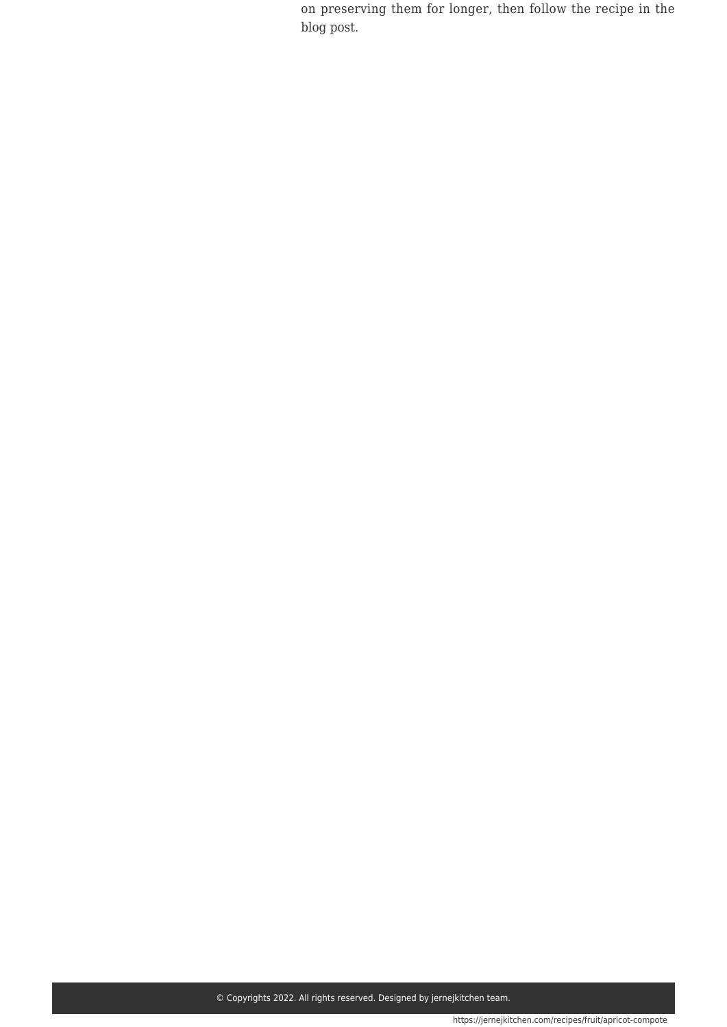on preserving them for longer, then follow the recipe in the blog post.